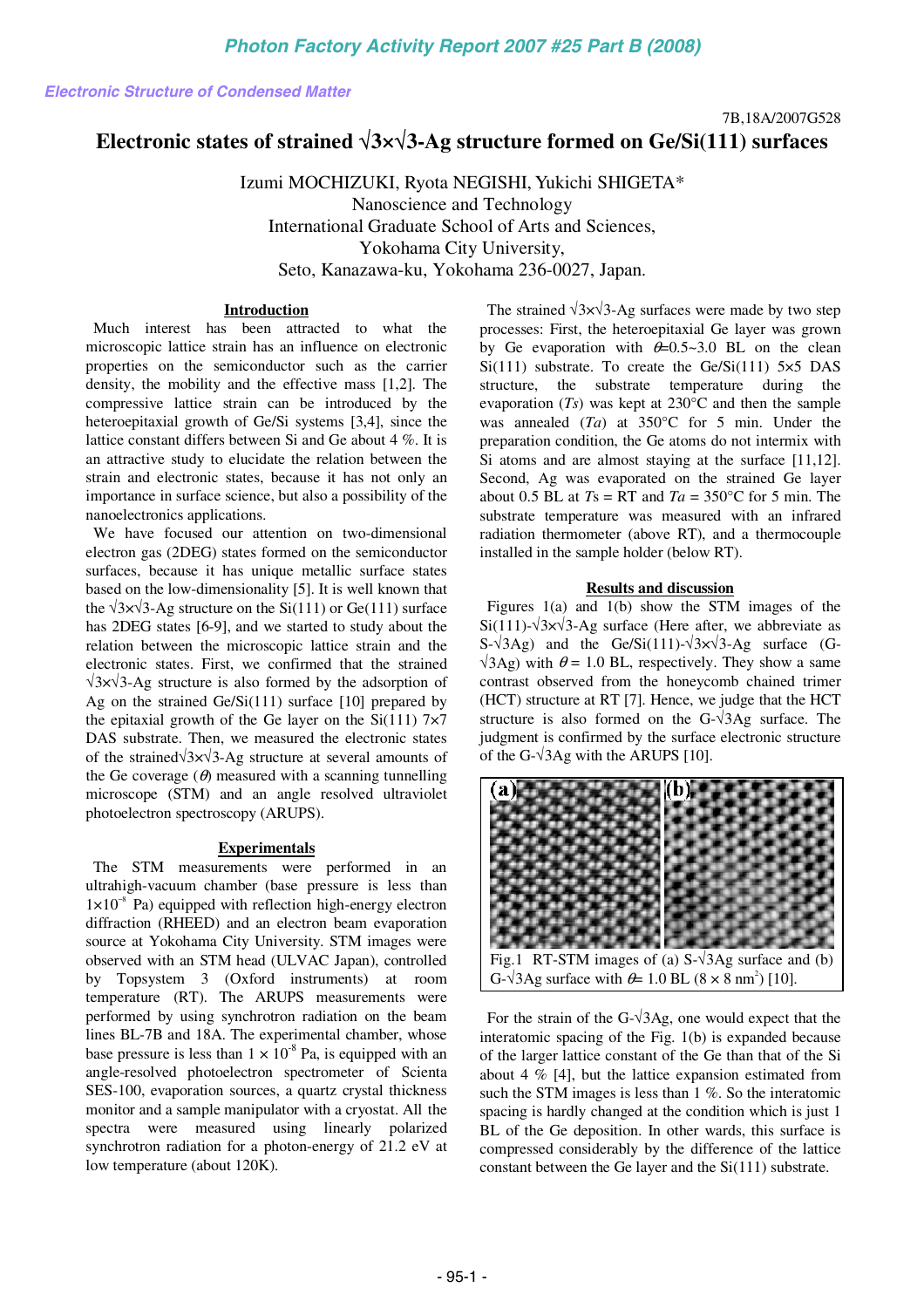7B,18A/2007G528

# Electronic states of strained √3×√3-Ag structure formed on Ge/Si(111) surfaces

Izumi MOCHIZUKI, Ryota NEGISHI, Yukichi SHIGETA*
Nanoscience and Technology
International Graduate School of Arts and Sciences,
Yokohama City University,
Seto, Kanazawa-ku, Yokohama 236-0027, Japan.

## Introduction

Much interest has been attracted to what the microscopic lattice strain has an influence on electronic properties on the semiconductor such as the carrier density, the mobility and the effective mass [1,2]. The compressive lattice strain can be introduced by the heteroepitaxial growth of Ge/Si systems [3,4], since the lattice constant differs between Si and Ge about 4 %. It is an attractive study to elucidate the relation between the strain and electronic states, because it has not only an importance in surface science, but also a possibility of the nanoelectronics applications.

We have focused our attention on two-dimensional electron gas (2DEG) states formed on the semiconductor surfaces, because it has unique metallic surface states based on the low-dimensionality [5]. It is well known that the √3×√3-Ag structure on the Si(111) or Ge(111) surface has 2DEG states [6-9], and we started to study about the relation between the microscopic lattice strain and the electronic states. First, we confirmed that the strained √3×√3-Ag structure is also formed by the adsorption of Ag on the strained Ge/Si(111) surface [10] prepared by the epitaxial growth of the Ge layer on the Si(111) 7×7 DAS substrate. Then, we measured the electronic states of the strained√3×√3-Ag structure at several amounts of the Ge coverage ($\theta$) measured with a scanning tunnelling microscope (STM) and an angle resolved ultraviolet photoelectron spectroscopy (ARUPS).

## Experimentals

The STM measurements were performed in an ultrahigh-vacuum chamber (base pressure is less than $1\times10^{-8}$ Pa) equipped with reflection high-energy electron diffraction (RHEED) and an electron beam evaporation source at Yokohama City University. STM images were observed with an STM head (ULVAC Japan), controlled by Topsystem 3 (Oxford instruments) at room temperature (RT). The ARUPS measurements were performed by using synchrotron radiation on the beam lines BL-7B and 18A. The experimental chamber, whose base pressure is less than $1 \times 10^{-8}$ Pa, is equipped with an angle-resolved photoelectron spectrometer of Scienta SES-100, evaporation sources, a quartz crystal thickness monitor and a sample manipulator with a cryostat. All the spectra were measured using linearly polarized synchrotron radiation for a photon-energy of 21.2 eV at low temperature (about 120K).

The strained √3×√3-Ag surfaces were made by two step processes: First, the heteroepitaxial Ge layer was grown by Ge evaporation with $\theta$=0.5~3.0 BL on the clean Si(111) substrate. To create the Ge/Si(111) 5×5 DAS structure, the substrate temperature during the evaporation (*Ts*) was kept at 230°C and then the sample was annealed (*Ta*) at 350°C for 5 min. Under the preparation condition, the Ge atoms do not intermix with Si atoms and are almost staying at the surface [11,12]. Second, Ag was evaporated on the strained Ge layer about 0.5 BL at *Ts* = RT and *Ta* = 350°C for 5 min. The substrate temperature was measured with an infrared radiation thermometer (above RT), and a thermocouple installed in the sample holder (below RT).

## Results and discussion

Figures 1(a) and 1(b) show the STM images of the Si(111)-√3×√3-Ag surface (Here after, we abbreviate as S-√3Ag) and the Ge/Si(111)-√3×√3-Ag surface (G-√3Ag) with $\theta$ = 1.0 BL, respectively. They show a same contrast observed from the honeycomb chained trimer (HCT) structure at RT [7]. Hence, we judge that the HCT structure is also formed on the G-√3Ag surface. The judgment is confirmed by the surface electronic structure of the G-√3Ag with the ARUPS [10].

Fig.1 RT-STM images of (a) S-√3Ag surface and (b) G-√3Ag surface with $\theta$= 1.0 BL ($8 \times 8$ nm$^2$) [10].

For the strain of the G-√3Ag, one would expect that the interatomic spacing of the Fig. 1(b) is expanded because of the larger lattice constant of the Ge than that of the Si about 4 % [4], but the lattice expansion estimated from such the STM images is less than 1 %. So the interatomic spacing is hardly changed at the condition which is just 1 BL of the Ge deposition. In other wards, this surface is compressed considerably by the difference of the lattice constant between the Ge layer and the Si(111) substrate.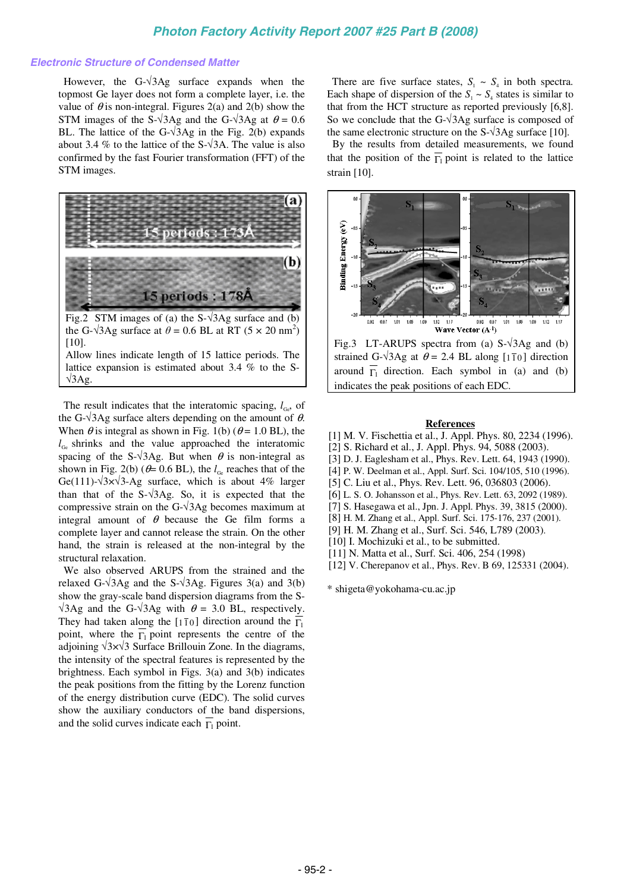However, the G-√3Ag surface expands when the topmost Ge layer does not form a complete layer, i.e. the value of $\theta$ is non-integral. Figures 2(a) and 2(b) show the STM images of the S-√3Ag and the G-√3Ag at $\theta$ = 0.6 BL. The lattice of the G-√3Ag in the Fig. 2(b) expands about 3.4 % to the lattice of the S-√3A. The value is also confirmed by the fast Fourier transformation (FFT) of the STM images.

(a)
15 periods : 173Å
(b)
15 periods : 178Å

Fig.2 STM images of (a) the S-√3Ag surface and (b) the G-√3Ag surface at $\theta$ = 0.6 BL at RT (5 × 20 nm$^2$) [10].
Allow lines indicate length of 15 lattice periods. The lattice expansion is estimated about 3.4 % to the S-√3Ag.

The result indicates that the interatomic spacing, $l_{Ge}$, of the G-√3Ag surface alters depending on the amount of $\theta$. When $\theta$ is integral as shown in Fig. 1(b) ($\theta$ = 1.0 BL), the $l_{Ge}$ shrinks and the value approached the interatomic spacing of the S-√3Ag. But when $\theta$ is non-integral as shown in Fig. 2(b) ($\theta$= 0.6 BL), the $l_{Ge}$ reaches that of the Ge(111)-√3×√3-Ag surface, which is about 4% larger than that of the S-√3Ag. So, it is expected that the compressive strain on the G-√3Ag becomes maximum at integral amount of $\theta$ because the Ge film forms a complete layer and cannot release the strain. On the other hand, the strain is released at the non-integral by the structural relaxation.

We also observed ARUPS from the strained and the relaxed G-√3Ag and the S-√3Ag. Figures 3(a) and 3(b) show the gray-scale band dispersion diagrams from the S-√3Ag and the G-√3Ag with $\theta$ = 3.0 BL, respectively. They had taken along the $[1\bar{1}0]$ direction around the $\overline{\Gamma}_1$ point, where the $\overline{\Gamma}_1$ point represents the centre of the adjoining √3×√3 Surface Brillouin Zone. In the diagrams, the intensity of the spectral features is represented by the brightness. Each symbol in Figs. 3(a) and 3(b) indicates the peak positions from the fitting by the Lorenz function of the energy distribution curve (EDC). The solid curves show the auxiliary conductors of the band dispersions, and the solid curves indicate each $\overline{\Gamma}_1$ point.

There are five surface states, $S_1$ ~ $S_4$ in both spectra. Each shape of dispersion of the $S_1$ ~ $S_4$ states is similar to that from the HCT structure as reported previously [6,8]. So we conclude that the G-√3Ag surface is composed of the same electronic structure on the S-√3Ag surface [10].

By the results from detailed measurements, we found that the position of the $\overline{\Gamma}_1$ point is related to the lattice strain [10].

Binding Energy (eV)
0.0
-0.5
-1.0
-1.5
-2.0
S1 S2 S3 S4
0.93 0.97 1.01 1.05 1.09 1.13 1.17
Wave Vector (Å$^{-1}$)

Fig.3 LT-ARUPS spectra from (a) S-√3Ag and (b) strained G-√3Ag at $\theta$ = 2.4 BL along $[1\bar{1}0]$ direction around $\overline{\Gamma}_1$ direction. Each symbol in (a) and (b) indicates the peak positions of each EDC.

## References

[1] M. V. Fischettia et al., J. Appl. Phys. 80, 2234 (1996).
[2] S. Richard et al., J. Appl. Phys. 94, 5088 (2003).
[3] D. J. Eaglesham et al., Phys. Rev. Lett. 64, 1943 (1990).
[4] P. W. Deelman et al., Appl. Surf. Sci. 104/105, 510 (1996).
[5] C. Liu et al., Phys. Rev. Lett. 96, 036803 (2006).
[6] L. S. O. Johansson et al., Phys. Rev. Lett. 63, 2092 (1989).
[7] S. Hasegawa et al., Jpn. J. Appl. Phys. 39, 3815 (2000).
[8] H. M. Zhang et al., Appl. Surf. Sci. 175-176, 237 (2001).
[9] H. M. Zhang et al., Surf. Sci. 546, L789 (2003).
[10] I. Mochizuki et al., to be submitted.
[11] N. Matta et al., Surf. Sci. 406, 254 (1998)
[12] V. Cherepanov et al., Phys. Rev. B 69, 125331 (2004).

* shigeta@yokohama-cu.ac.jp